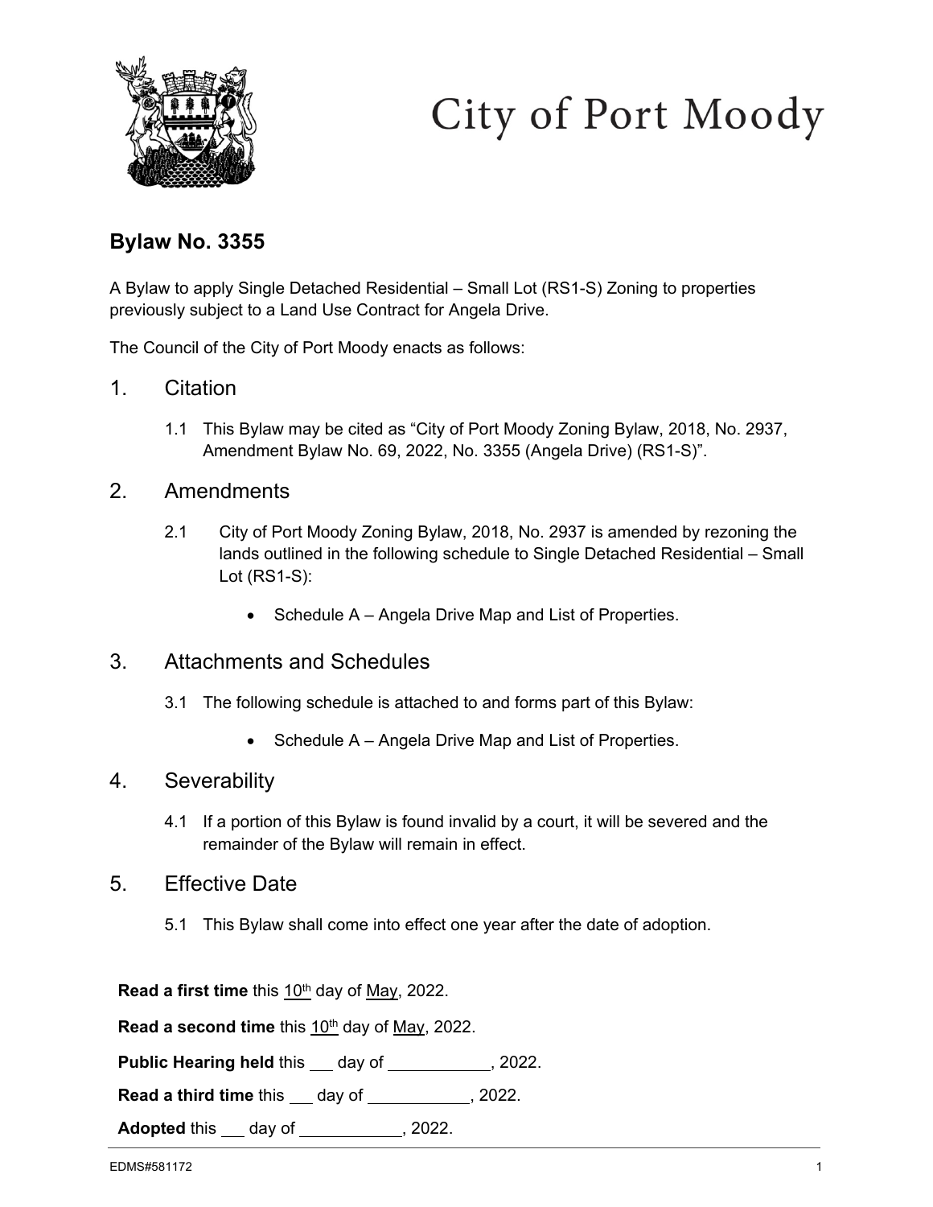City of Port Moody

## Bylaw No. 3355

A Bylaw to apply Single Detached Residential – Small Lot (RS1-S) Zoning to properties previously subject to a Land Use Contract for Angela Drive.

The Council of the City of Port Moody enacts as follows:

### 1. Citation

1.1 This Bylaw may be cited as "City of Port Moody Zoning Bylaw, 2018, No. 2937, Amendment Bylaw No. 69, 2022, No. 3355 (Angela Drive) (RS1-S)".

### 2. Amendments

2.1 City of Port Moody Zoning Bylaw, 2018, No. 2937 is amended by rezoning the lands outlined in the following schedule to Single Detached Residential – Small Lot (RS1-S):

- Schedule A – Angela Drive Map and List of Properties.

### 3. Attachments and Schedules

3.1 The following schedule is attached to and forms part of this Bylaw:

- Schedule A – Angela Drive Map and List of Properties.

### 4. Severability

4.1 If a portion of this Bylaw is found invalid by a court, it will be severed and the remainder of the Bylaw will remain in effect.

### 5. Effective Date

5.1 This Bylaw shall come into effect one year after the date of adoption.

**Read a first time** this 10th day of May, 2022.

**Read a second time** this 10th day of May, 2022.

**Public Hearing held** this ___ day of ___________, 2022.

**Read a third time** this ___ day of ___________, 2022.

**Adopted** this ___ day of ___________, 2022.

EDMS#581172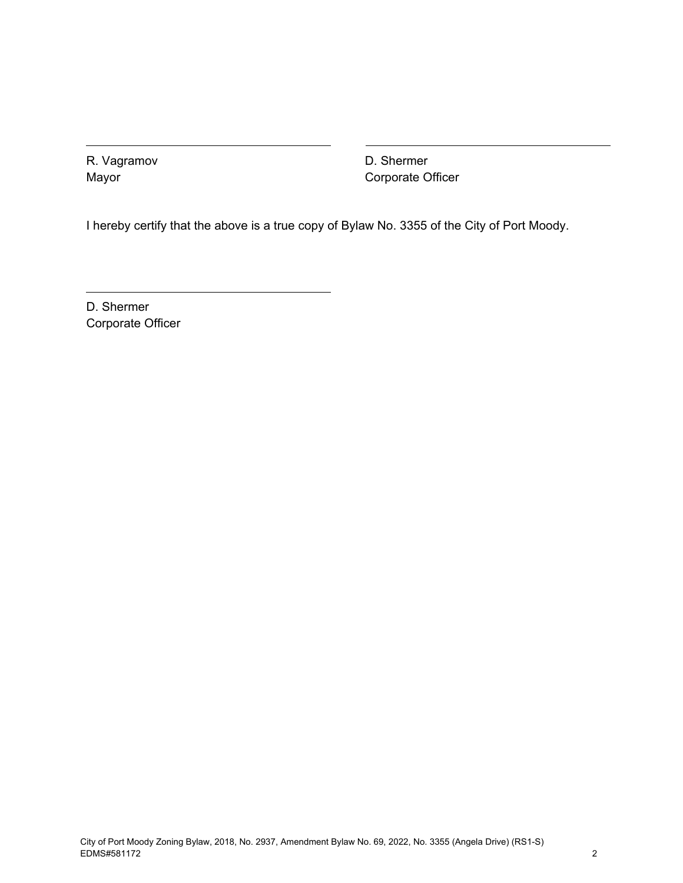\_\_\_\_\_\_\_\_\_\_\_\_\_\_\_\_\_\_\_\_\_\_\_\_\_\_\_\_\_\_\_\_\_\_\_\_\_\_

R. Vagramov
Mayor

\_\_\_\_\_\_\_\_\_\_\_\_\_\_\_\_\_\_\_\_\_\_\_\_\_\_\_\_\_\_\_\_\_\_\_\_\_\_

D. Shermer
Corporate Officer

I hereby certify that the above is a true copy of Bylaw No. 3355 of the City of Port Moody.

\_\_\_\_\_\_\_\_\_\_\_\_\_\_\_\_\_\_\_\_\_\_\_\_\_\_\_\_\_\_\_\_\_\_\_\_\_\_

D. Shermer
Corporate Officer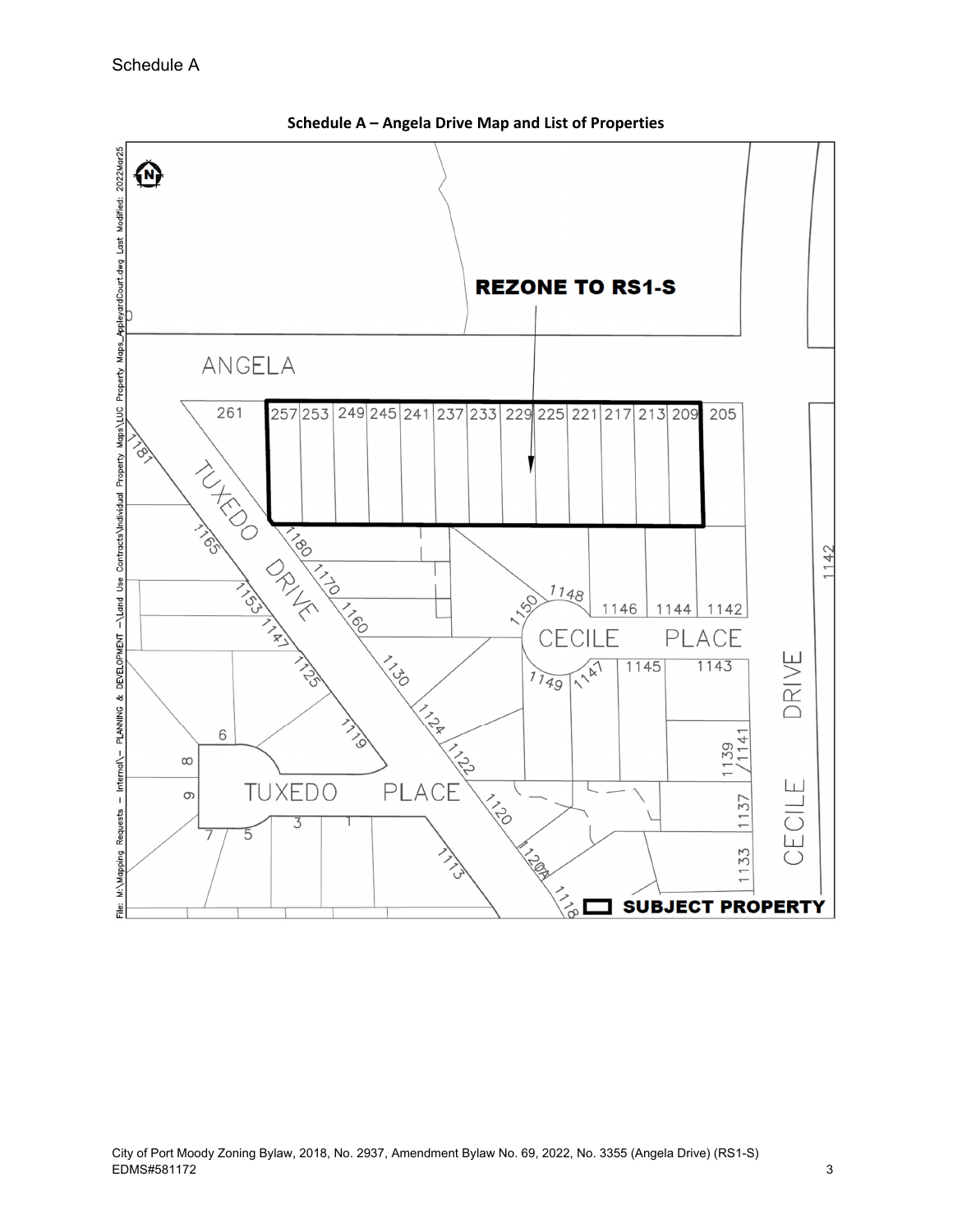Schedule A

**Schedule A – Angela Drive Map and List of Properties**

REZONE TO RS1-S

ANGELA

261 | 257 | 253 | 249 | 245 | 241 | 237 | 233 | 229 | 225 | 221 | 217 | 213 | 209 | 205

TUXEDO DRIVE

CECILE PLACE

CECILE DRIVE

TUXEDO PLACE

SUBJECT PROPERTY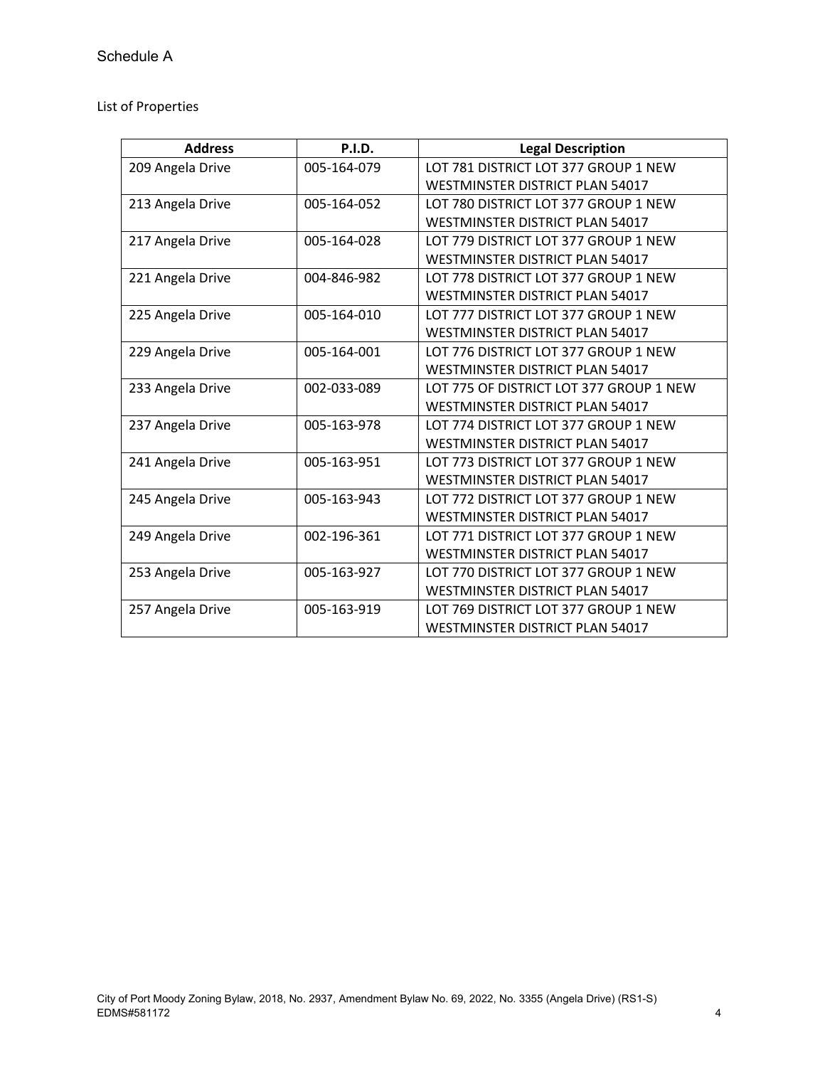Schedule A

List of Properties

| Address | P.I.D. | Legal Description |
| --- | --- | --- |
| 209 Angela Drive | 005-164-079 | LOT 781 DISTRICT LOT 377 GROUP 1 NEW WESTMINSTER DISTRICT PLAN 54017 |
| 213 Angela Drive | 005-164-052 | LOT 780 DISTRICT LOT 377 GROUP 1 NEW WESTMINSTER DISTRICT PLAN 54017 |
| 217 Angela Drive | 005-164-028 | LOT 779 DISTRICT LOT 377 GROUP 1 NEW WESTMINSTER DISTRICT PLAN 54017 |
| 221 Angela Drive | 004-846-982 | LOT 778 DISTRICT LOT 377 GROUP 1 NEW WESTMINSTER DISTRICT PLAN 54017 |
| 225 Angela Drive | 005-164-010 | LOT 777 DISTRICT LOT 377 GROUP 1 NEW WESTMINSTER DISTRICT PLAN 54017 |
| 229 Angela Drive | 005-164-001 | LOT 776 DISTRICT LOT 377 GROUP 1 NEW WESTMINSTER DISTRICT PLAN 54017 |
| 233 Angela Drive | 002-033-089 | LOT 775 OF DISTRICT LOT 377 GROUP 1 NEW WESTMINSTER DISTRICT PLAN 54017 |
| 237 Angela Drive | 005-163-978 | LOT 774 DISTRICT LOT 377 GROUP 1 NEW WESTMINSTER DISTRICT PLAN 54017 |
| 241 Angela Drive | 005-163-951 | LOT 773 DISTRICT LOT 377 GROUP 1 NEW WESTMINSTER DISTRICT PLAN 54017 |
| 245 Angela Drive | 005-163-943 | LOT 772 DISTRICT LOT 377 GROUP 1 NEW WESTMINSTER DISTRICT PLAN 54017 |
| 249 Angela Drive | 002-196-361 | LOT 771 DISTRICT LOT 377 GROUP 1 NEW WESTMINSTER DISTRICT PLAN 54017 |
| 253 Angela Drive | 005-163-927 | LOT 770 DISTRICT LOT 377 GROUP 1 NEW WESTMINSTER DISTRICT PLAN 54017 |
| 257 Angela Drive | 005-163-919 | LOT 769 DISTRICT LOT 377 GROUP 1 NEW WESTMINSTER DISTRICT PLAN 54017 |